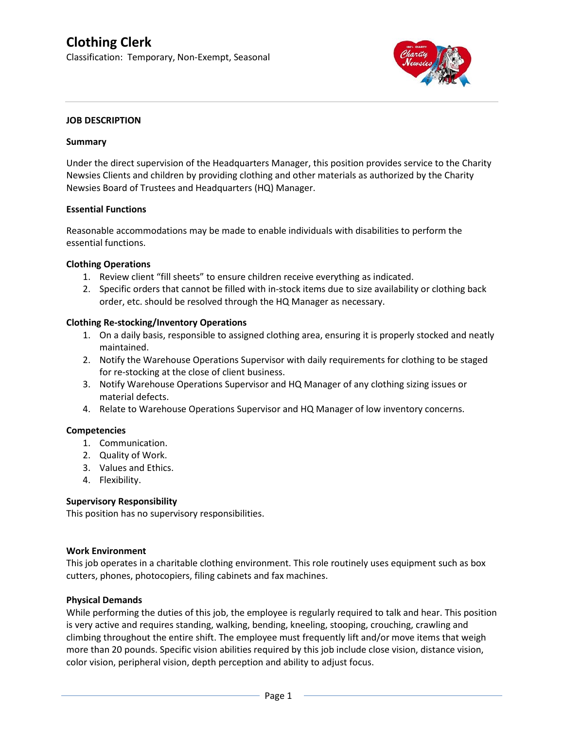# Clothing Clerk

Classification: Temporary, Non-Exempt, Seasonal

## JOB DESCRIPTION

### Summary

Under the direct supervision of the Headquarters Manager, this position provides service to the Charity Newsies Clients and children by providing clothing and other materials as authorized by the Charity Newsies Board of Trustees and Headquarters (HQ) Manager.

### Essential Functions

Reasonable accommodations may be made to enable individuals with disabilities to perform the essential functions.

### Clothing Operations

1. Review client "fill sheets" to ensure children receive everything as indicated.
2. Specific orders that cannot be filled with in-stock items due to size availability or clothing back order, etc. should be resolved through the HQ Manager as necessary.

### Clothing Re-stocking/Inventory Operations

1. On a daily basis, responsible to assigned clothing area, ensuring it is properly stocked and neatly maintained.
2. Notify the Warehouse Operations Supervisor with daily requirements for clothing to be staged for re-stocking at the close of client business.
3. Notify Warehouse Operations Supervisor and HQ Manager of any clothing sizing issues or material defects.
4. Relate to Warehouse Operations Supervisor and HQ Manager of low inventory concerns.

### Competencies

1. Communication.
2. Quality of Work.
3. Values and Ethics.
4. Flexibility.

### Supervisory Responsibility

This position has no supervisory responsibilities.

### Work Environment

This job operates in a charitable clothing environment. This role routinely uses equipment such as box cutters, phones, photocopiers, filing cabinets and fax machines.

### Physical Demands

While performing the duties of this job, the employee is regularly required to talk and hear. This position is very active and requires standing, walking, bending, kneeling, stooping, crouching, crawling and climbing throughout the entire shift. The employee must frequently lift and/or move items that weigh more than 20 pounds. Specific vision abilities required by this job include close vision, distance vision, color vision, peripheral vision, depth perception and ability to adjust focus.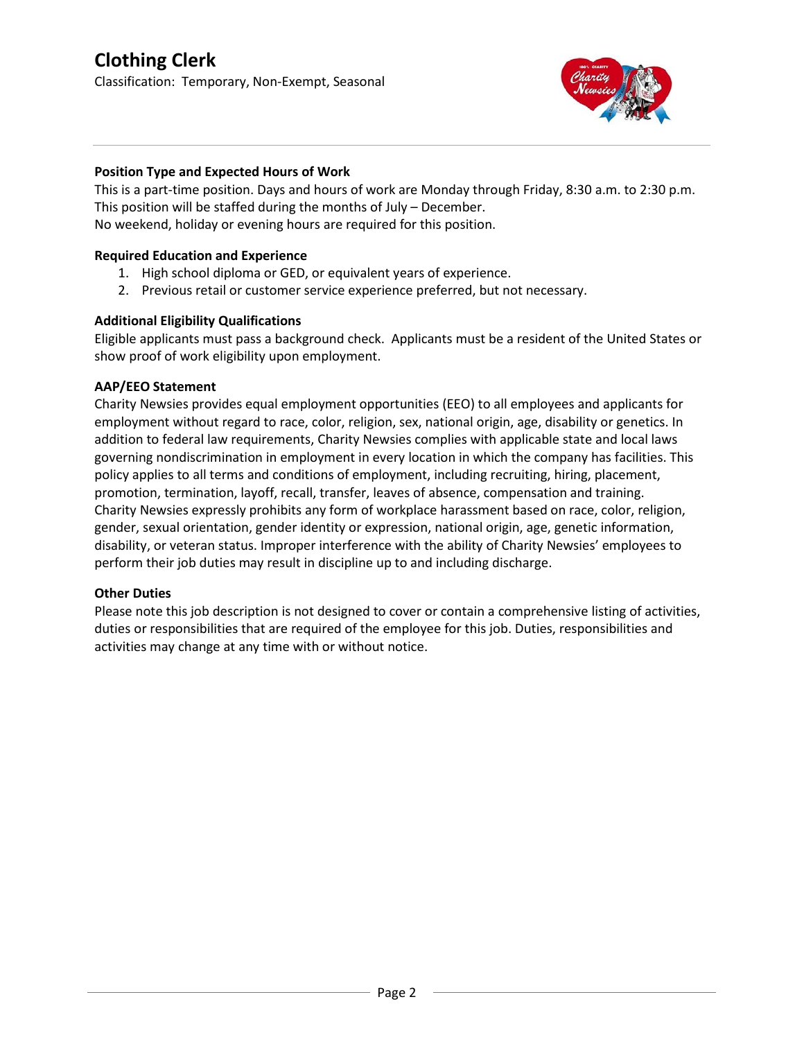# Clothing Clerk

Classification: Temporary, Non-Exempt, Seasonal

**Position Type and Expected Hours of Work**

This is a part-time position. Days and hours of work are Monday through Friday, 8:30 a.m. to 2:30 p.m. This position will be staffed during the months of July – December.
No weekend, holiday or evening hours are required for this position.

**Required Education and Experience**

1. High school diploma or GED, or equivalent years of experience.
2. Previous retail or customer service experience preferred, but not necessary.

**Additional Eligibility Qualifications**

Eligible applicants must pass a background check. Applicants must be a resident of the United States or show proof of work eligibility upon employment.

**AAP/EEO Statement**

Charity Newsies provides equal employment opportunities (EEO) to all employees and applicants for employment without regard to race, color, religion, sex, national origin, age, disability or genetics. In addition to federal law requirements, Charity Newsies complies with applicable state and local laws governing nondiscrimination in employment in every location in which the company has facilities. This policy applies to all terms and conditions of employment, including recruiting, hiring, placement, promotion, termination, layoff, recall, transfer, leaves of absence, compensation and training. Charity Newsies expressly prohibits any form of workplace harassment based on race, color, religion, gender, sexual orientation, gender identity or expression, national origin, age, genetic information, disability, or veteran status. Improper interference with the ability of Charity Newsies' employees to perform their job duties may result in discipline up to and including discharge.

**Other Duties**

Please note this job description is not designed to cover or contain a comprehensive listing of activities, duties or responsibilities that are required of the employee for this job. Duties, responsibilities and activities may change at any time with or without notice.